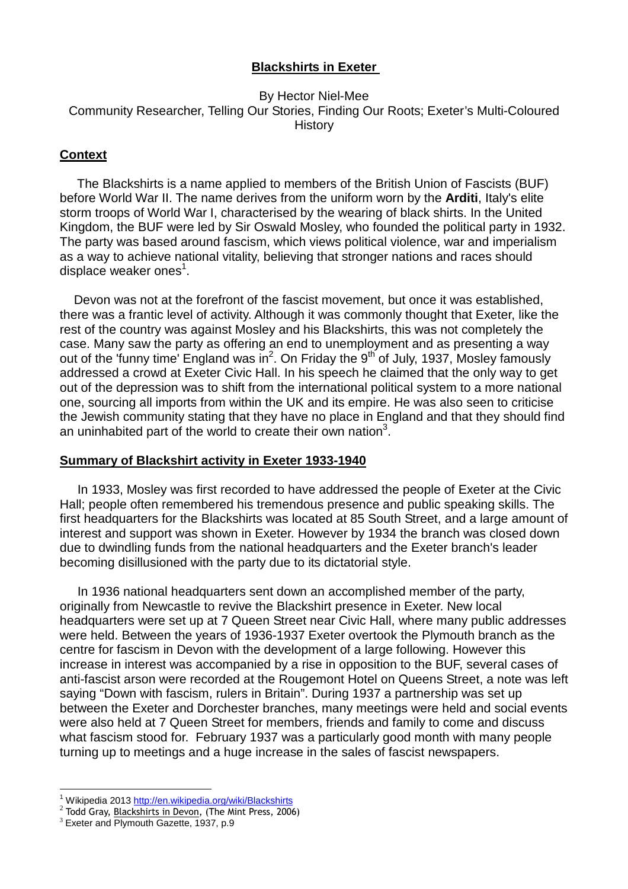# **Blackshirts in Exeter**

By Hector Niel-Mee
Community Researcher, Telling Our Stories, Finding Our Roots; Exeter's Multi-Coloured History

## **Context**

The Blackshirts is a name applied to members of the British Union of Fascists (BUF) before World War II. The name derives from the uniform worn by the **Arditi**, Italy's elite storm troops of World War I, characterised by the wearing of black shirts. In the United Kingdom, the BUF were led by Sir Oswald Mosley, who founded the political party in 1932. The party was based around fascism, which views political violence, war and imperialism as a way to achieve national vitality, believing that stronger nations and races should displace weaker ones[1].

Devon was not at the forefront of the fascist movement, but once it was established, there was a frantic level of activity. Although it was commonly thought that Exeter, like the rest of the country was against Mosley and his Blackshirts, this was not completely the case. Many saw the party as offering an end to unemployment and as presenting a way out of the 'funny time' England was in[2]. On Friday the 9th of July, 1937, Mosley famously addressed a crowd at Exeter Civic Hall. In his speech he claimed that the only way to get out of the depression was to shift from the international political system to a more national one, sourcing all imports from within the UK and its empire. He was also seen to criticise the Jewish community stating that they have no place in England and that they should find an uninhabited part of the world to create their own nation[3].

## **Summary of Blackshirt activity in Exeter 1933-1940**

In 1933, Mosley was first recorded to have addressed the people of Exeter at the Civic Hall; people often remembered his tremendous presence and public speaking skills. The first headquarters for the Blackshirts was located at 85 South Street, and a large amount of interest and support was shown in Exeter. However by 1934 the branch was closed down due to dwindling funds from the national headquarters and the Exeter branch's leader becoming disillusioned with the party due to its dictatorial style.

In 1936 national headquarters sent down an accomplished member of the party, originally from Newcastle to revive the Blackshirt presence in Exeter. New local headquarters were set up at 7 Queen Street near Civic Hall, where many public addresses were held. Between the years of 1936-1937 Exeter overtook the Plymouth branch as the centre for fascism in Devon with the development of a large following. However this increase in interest was accompanied by a rise in opposition to the BUF, several cases of anti-fascist arson were recorded at the Rougemont Hotel on Queens Street, a note was left saying "Down with fascism, rulers in Britain". During 1937 a partnership was set up between the Exeter and Dorchester branches, many meetings were held and social events were also held at 7 Queen Street for members, friends and family to come and discuss what fascism stood for. February 1937 was a particularly good month with many people turning up to meetings and a huge increase in the sales of fascist newspapers.

---

[1] Wikipedia 2013 http://en.wikipedia.org/wiki/Blackshirts
[2] Todd Gray, Blackshirts in Devon, (The Mint Press, 2006)
[3] Exeter and Plymouth Gazette, 1937, p.9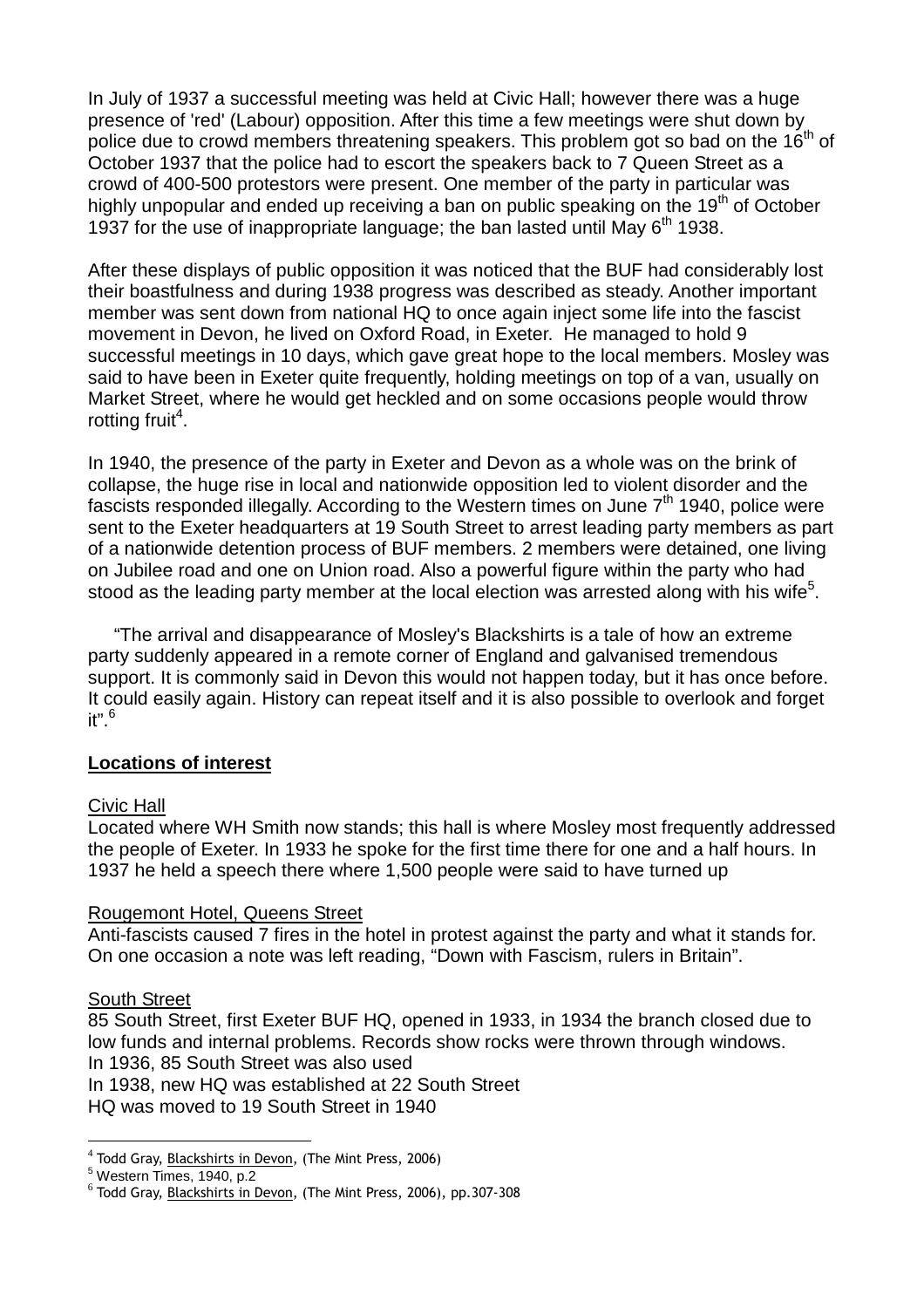In July of 1937 a successful meeting was held at Civic Hall; however there was a huge presence of 'red' (Labour) opposition. After this time a few meetings were shut down by police due to crowd members threatening speakers. This problem got so bad on the 16th of October 1937 that the police had to escort the speakers back to 7 Queen Street as a crowd of 400-500 protestors were present. One member of the party in particular was highly unpopular and ended up receiving a ban on public speaking on the 19th of October 1937 for the use of inappropriate language; the ban lasted until May 6th 1938.

After these displays of public opposition it was noticed that the BUF had considerably lost their boastfulness and during 1938 progress was described as steady. Another important member was sent down from national HQ to once again inject some life into the fascist movement in Devon, he lived on Oxford Road, in Exeter. He managed to hold 9 successful meetings in 10 days, which gave great hope to the local members. Mosley was said to have been in Exeter quite frequently, holding meetings on top of a van, usually on Market Street, where he would get heckled and on some occasions people would throw rotting fruit[4].

In 1940, the presence of the party in Exeter and Devon as a whole was on the brink of collapse, the huge rise in local and nationwide opposition led to violent disorder and the fascists responded illegally. According to the Western times on June 7th 1940, police were sent to the Exeter headquarters at 19 South Street to arrest leading party members as part of a nationwide detention process of BUF members. 2 members were detained, one living on Jubilee road and one on Union road. Also a powerful figure within the party who had stood as the leading party member at the local election was arrested along with his wife[5].

"The arrival and disappearance of Mosley's Blackshirts is a tale of how an extreme party suddenly appeared in a remote corner of England and galvanised tremendous support. It is commonly said in Devon this would not happen today, but it has once before. It could easily again. History can repeat itself and it is also possible to overlook and forget it".[6]

## Locations of interest

Civic Hall
Located where WH Smith now stands; this hall is where Mosley most frequently addressed the people of Exeter. In 1933 he spoke for the first time there for one and a half hours. In 1937 he held a speech there where 1,500 people were said to have turned up

Rougemont Hotel, Queens Street
Anti-fascists caused 7 fires in the hotel in protest against the party and what it stands for. On one occasion a note was left reading, "Down with Fascism, rulers in Britain".

South Street
85 South Street, first Exeter BUF HQ, opened in 1933, in 1934 the branch closed due to low funds and internal problems. Records show rocks were thrown through windows.
In 1936, 85 South Street was also used
In 1938, new HQ was established at 22 South Street
HQ was moved to 19 South Street in 1940

[4] Todd Gray, Blackshirts in Devon, (The Mint Press, 2006)
[5] Western Times, 1940, p.2
[6] Todd Gray, Blackshirts in Devon, (The Mint Press, 2006), pp.307-308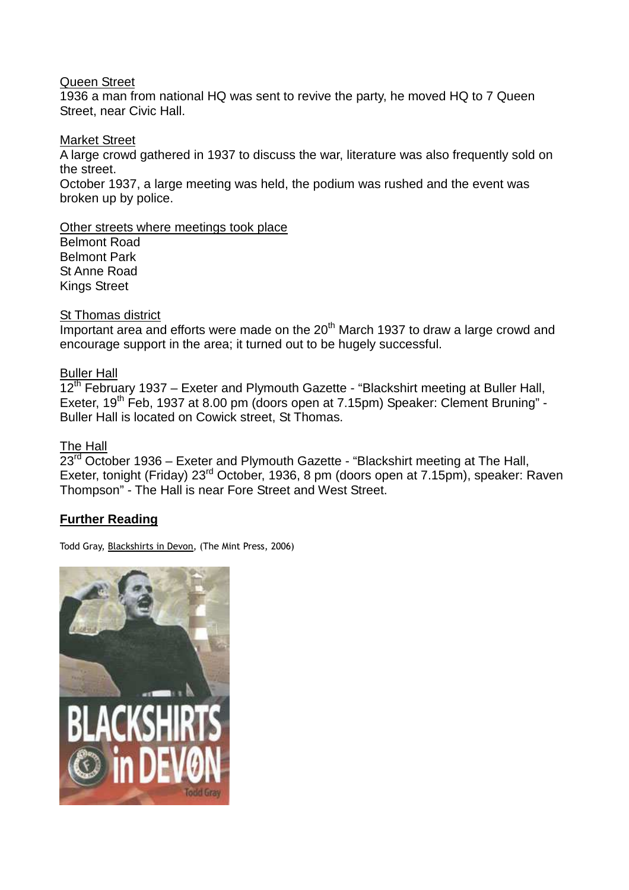Queen Street
1936 a man from national HQ was sent to revive the party, he moved HQ to 7 Queen Street, near Civic Hall.

Market Street
A large crowd gathered in 1937 to discuss the war, literature was also frequently sold on the street.
October 1937, a large meeting was held, the podium was rushed and the event was broken up by police.

Other streets where meetings took place
Belmont Road
Belmont Park
St Anne Road
Kings Street

St Thomas district
Important area and efforts were made on the 20th March 1937 to draw a large crowd and encourage support in the area; it turned out to be hugely successful.

Buller Hall
12th February 1937 – Exeter and Plymouth Gazette - "Blackshirt meeting at Buller Hall, Exeter, 19th Feb, 1937 at 8.00 pm (doors open at 7.15pm) Speaker: Clement Bruning" - Buller Hall is located on Cowick street, St Thomas.

The Hall
23rd October 1936 – Exeter and Plymouth Gazette - "Blackshirt meeting at The Hall, Exeter, tonight (Friday) 23rd October, 1936, 8 pm (doors open at 7.15pm), speaker: Raven Thompson" - The Hall is near Fore Street and West Street.

**Further Reading**

Todd Gray, Blackshirts in Devon, (The Mint Press, 2006)